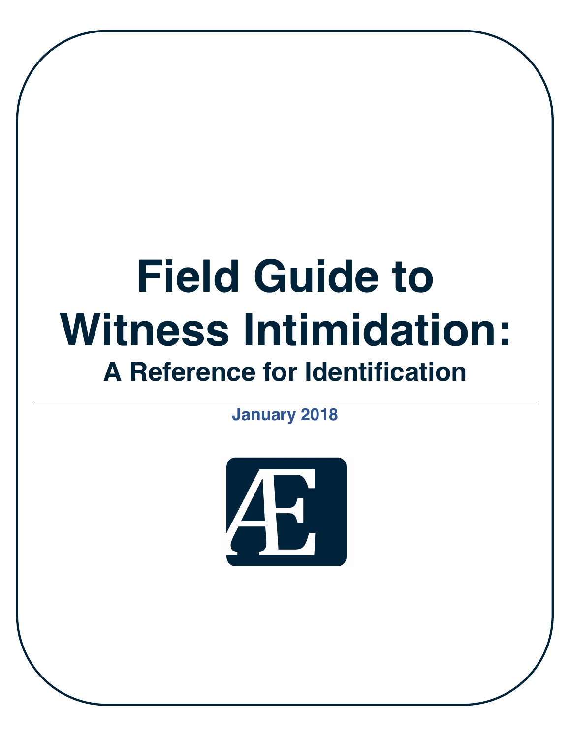# Field Guide to Witness Intimidation:

## A Reference for Identification

January 2018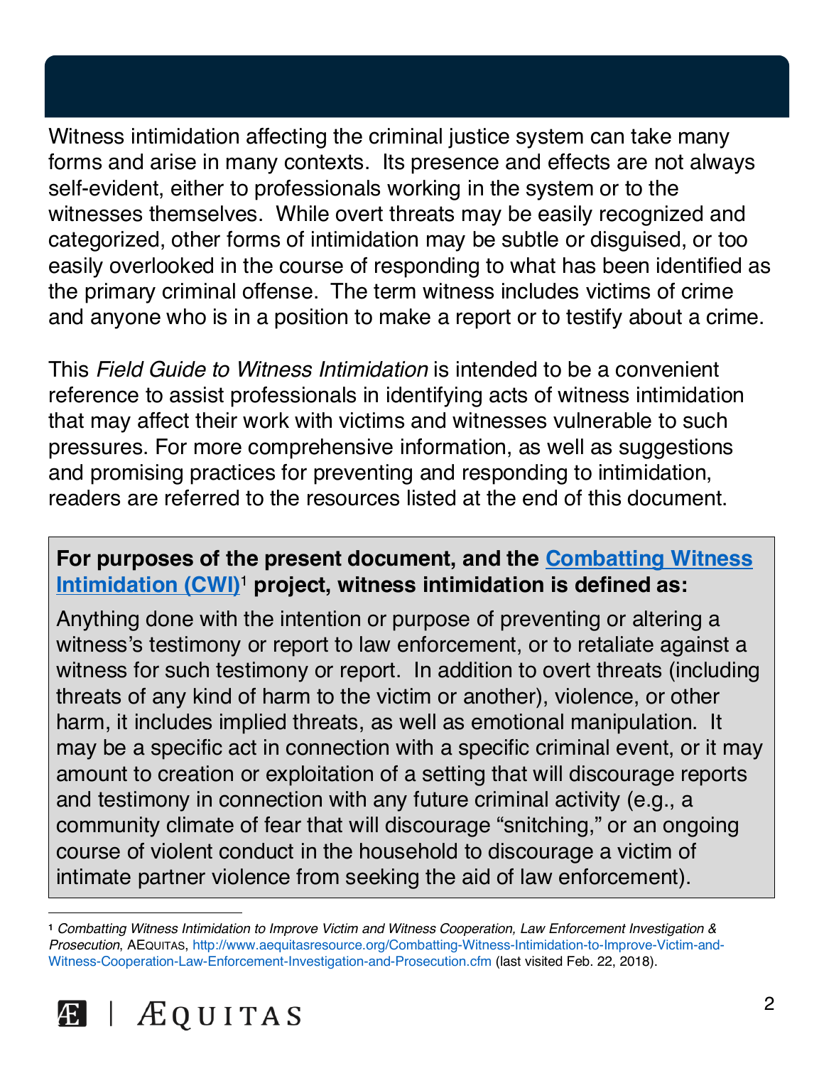Witness intimidation affecting the criminal justice system can take many forms and arise in many contexts. Its presence and effects are not always self-evident, either to professionals working in the system or to the witnesses themselves. While overt threats may be easily recognized and categorized, other forms of intimidation may be subtle or disguised, or too easily overlooked in the course of responding to what has been identified as the primary criminal offense. The term witness includes victims of crime and anyone who is in a position to make a report or to testify about a crime.

This *Field Guide to Witness Intimidation* is intended to be a convenient reference to assist professionals in identifying acts of witness intimidation that may affect their work with victims and witnesses vulnerable to such pressures. For more comprehensive information, as well as suggestions and promising practices for preventing and responding to intimidation, readers are referred to the resources listed at the end of this document.

> **For purposes of the present document, and the Combatting Witness Intimidation (CWI)[1] project, witness intimidation is defined as:**
>
> Anything done with the intention or purpose of preventing or altering a witness's testimony or report to law enforcement, or to retaliate against a witness for such testimony or report. In addition to overt threats (including threats of any kind of harm to the victim or another), violence, or other harm, it includes implied threats, as well as emotional manipulation. It may be a specific act in connection with a specific criminal event, or it may amount to creation or exploitation of a setting that will discourage reports and testimony in connection with any future criminal activity (e.g., a community climate of fear that will discourage "snitching," or an ongoing course of violent conduct in the household to discourage a victim of intimate partner violence from seeking the aid of law enforcement).

---

[1] *Combatting Witness Intimidation to Improve Victim and Witness Cooperation, Law Enforcement Investigation & Prosecution*, AEQUITAS, http://www.aequitasresource.org/Combatting-Witness-Intimidation-to-Improve-Victim-and-Witness-Cooperation-Law-Enforcement-Investigation-and-Prosecution.cfm (last visited Feb. 22, 2018).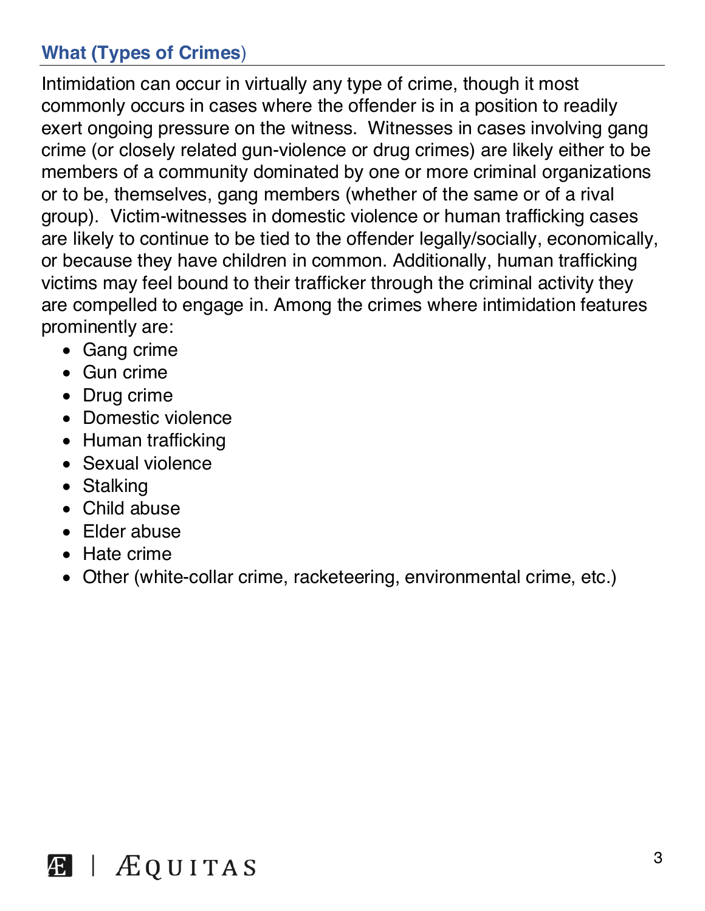### What (Types of Crimes)

Intimidation can occur in virtually any type of crime, though it most commonly occurs in cases where the offender is in a position to readily exert ongoing pressure on the witness. Witnesses in cases involving gang crime (or closely related gun-violence or drug crimes) are likely either to be members of a community dominated by one or more criminal organizations or to be, themselves, gang members (whether of the same or of a rival group). Victim-witnesses in domestic violence or human trafficking cases are likely to continue to be tied to the offender legally/socially, economically, or because they have children in common. Additionally, human trafficking victims may feel bound to their trafficker through the criminal activity they are compelled to engage in. Among the crimes where intimidation features prominently are:

- Gang crime
- Gun crime
- Drug crime
- Domestic violence
- Human trafficking
- Sexual violence
- Stalking
- Child abuse
- Elder abuse
- Hate crime
- Other (white-collar crime, racketeering, environmental crime, etc.)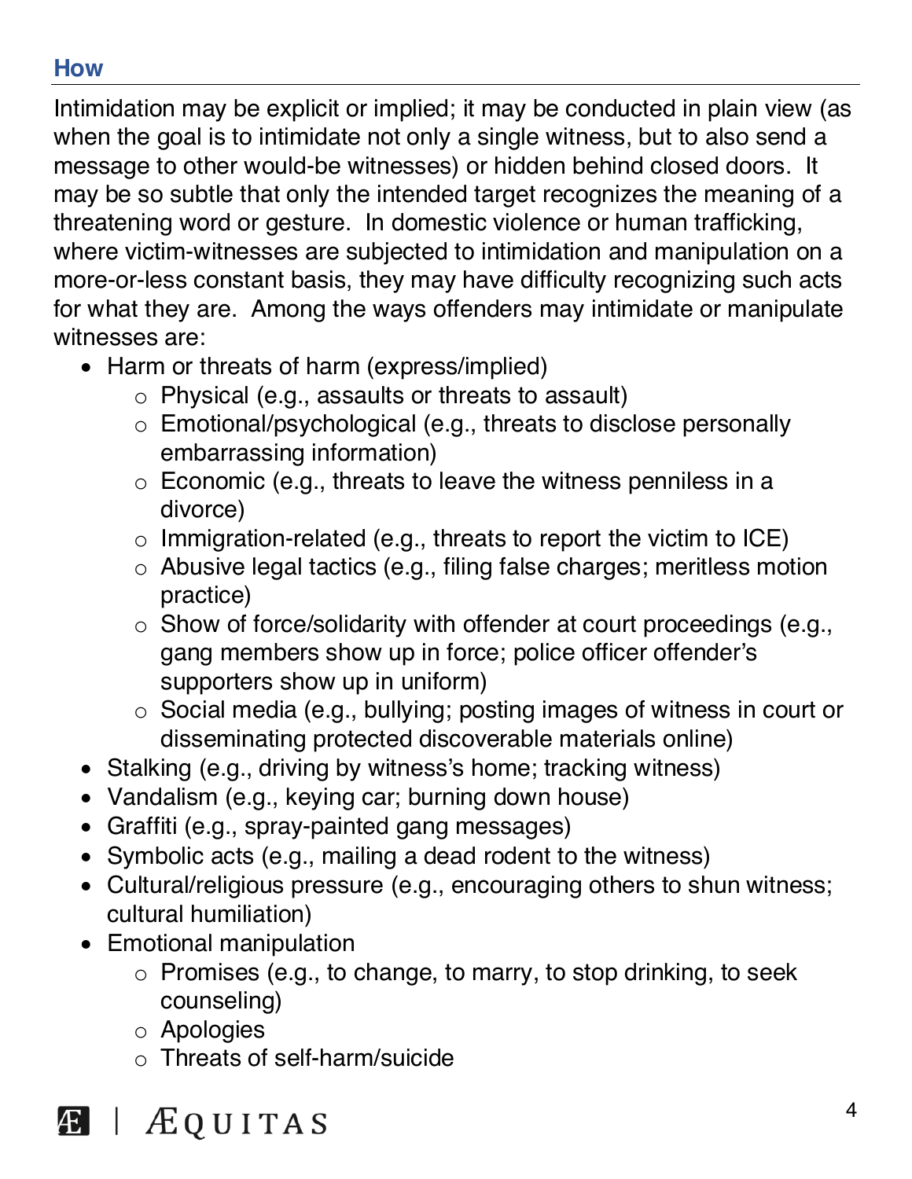## How

Intimidation may be explicit or implied; it may be conducted in plain view (as when the goal is to intimidate not only a single witness, but to also send a message to other would-be witnesses) or hidden behind closed doors. It may be so subtle that only the intended target recognizes the meaning of a threatening word or gesture. In domestic violence or human trafficking, where victim-witnesses are subjected to intimidation and manipulation on a more-or-less constant basis, they may have difficulty recognizing such acts for what they are. Among the ways offenders may intimidate or manipulate witnesses are:

- Harm or threats of harm (express/implied)
  - Physical (e.g., assaults or threats to assault)
  - Emotional/psychological (e.g., threats to disclose personally embarrassing information)
  - Economic (e.g., threats to leave the witness penniless in a divorce)
  - Immigration-related (e.g., threats to report the victim to ICE)
  - Abusive legal tactics (e.g., filing false charges; meritless motion practice)
  - Show of force/solidarity with offender at court proceedings (e.g., gang members show up in force; police officer offender's supporters show up in uniform)
  - Social media (e.g., bullying; posting images of witness in court or disseminating protected discoverable materials online)
- Stalking (e.g., driving by witness's home; tracking witness)
- Vandalism (e.g., keying car; burning down house)
- Graffiti (e.g., spray-painted gang messages)
- Symbolic acts (e.g., mailing a dead rodent to the witness)
- Cultural/religious pressure (e.g., encouraging others to shun witness; cultural humiliation)
- Emotional manipulation
  - Promises (e.g., to change, to marry, to stop drinking, to seek counseling)
  - Apologies
  - Threats of self-harm/suicide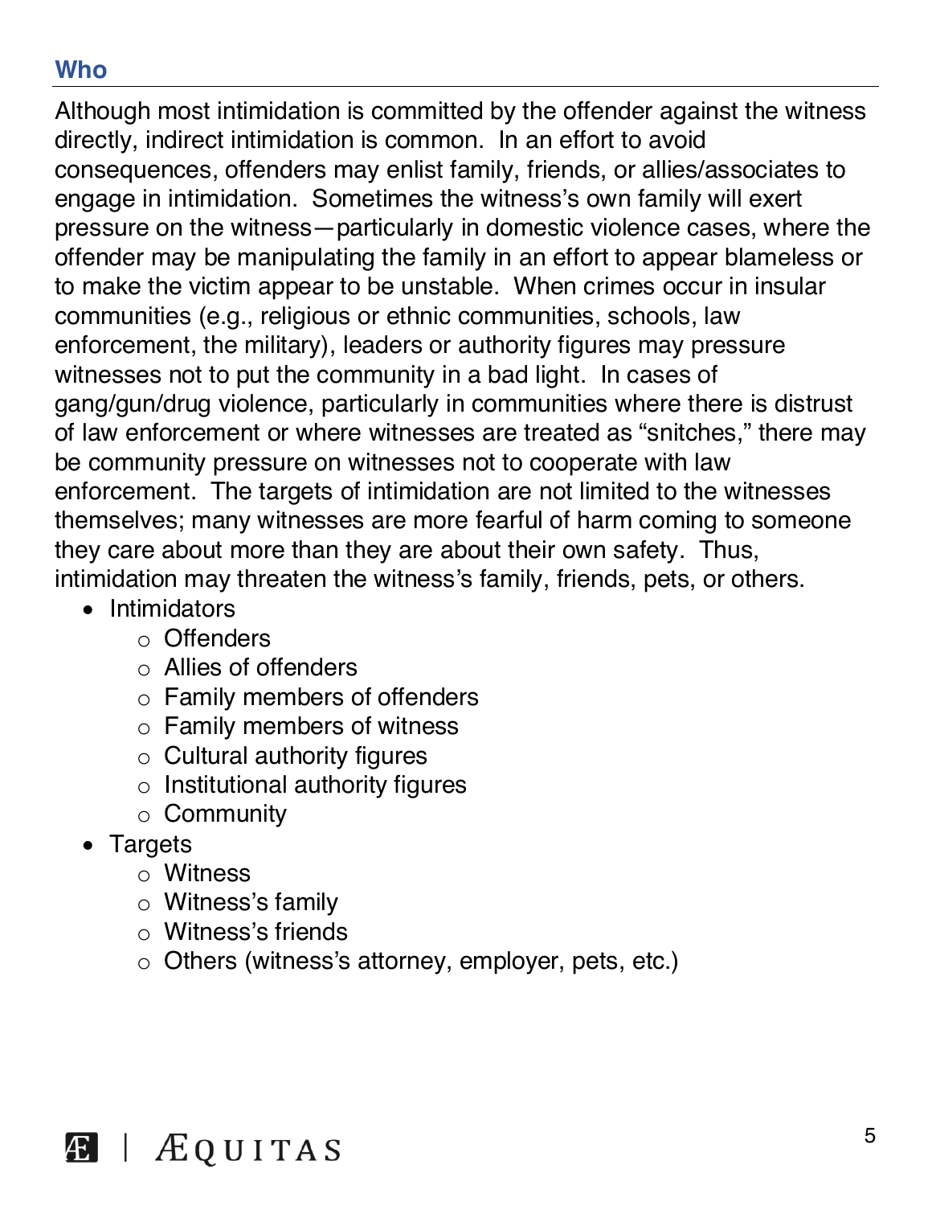## Who

Although most intimidation is committed by the offender against the witness directly, indirect intimidation is common. In an effort to avoid consequences, offenders may enlist family, friends, or allies/associates to engage in intimidation. Sometimes the witness's own family will exert pressure on the witness—particularly in domestic violence cases, where the offender may be manipulating the family in an effort to appear blameless or to make the victim appear to be unstable. When crimes occur in insular communities (e.g., religious or ethnic communities, schools, law enforcement, the military), leaders or authority figures may pressure witnesses not to put the community in a bad light. In cases of gang/gun/drug violence, particularly in communities where there is distrust of law enforcement or where witnesses are treated as "snitches," there may be community pressure on witnesses not to cooperate with law enforcement. The targets of intimidation are not limited to the witnesses themselves; many witnesses are more fearful of harm coming to someone they care about more than they are about their own safety. Thus, intimidation may threaten the witness's family, friends, pets, or others.

- Intimidators
  - Offenders
  - Allies of offenders
  - Family members of offenders
  - Family members of witness
  - Cultural authority figures
  - Institutional authority figures
  - Community
- Targets
  - Witness
  - Witness's family
  - Witness's friends
  - Others (witness's attorney, employer, pets, etc.)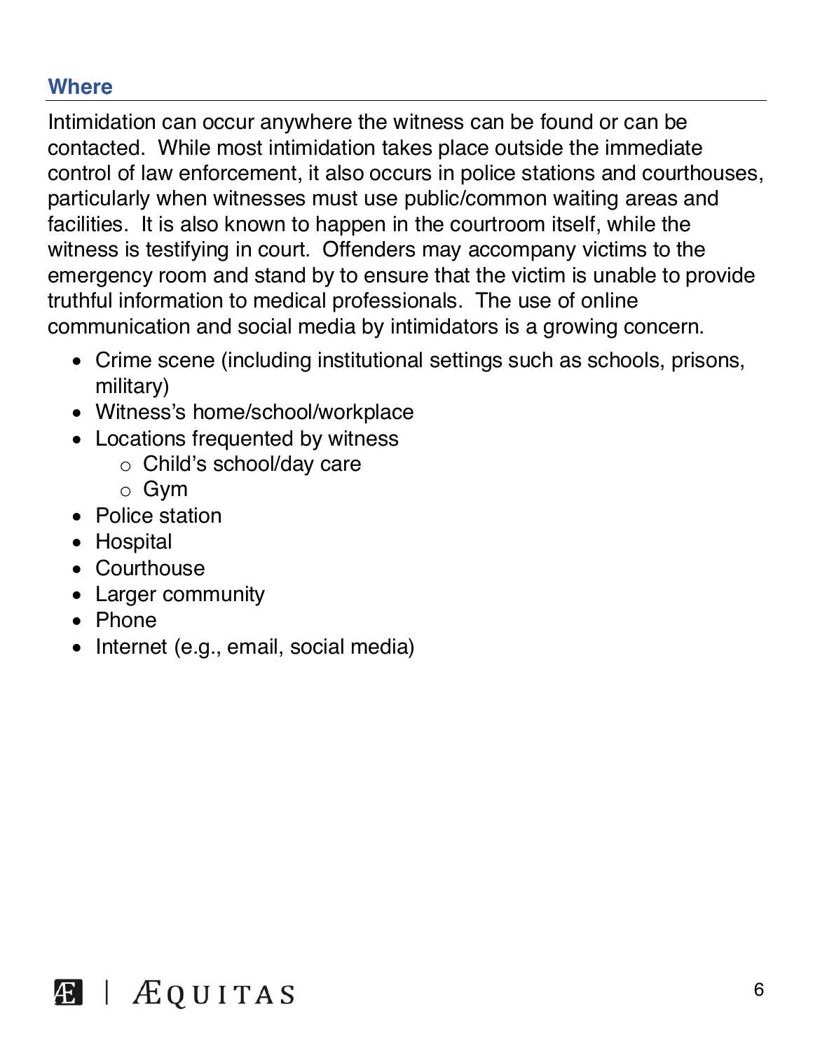## Where

Intimidation can occur anywhere the witness can be found or can be contacted. While most intimidation takes place outside the immediate control of law enforcement, it also occurs in police stations and courthouses, particularly when witnesses must use public/common waiting areas and facilities. It is also known to happen in the courtroom itself, while the witness is testifying in court. Offenders may accompany victims to the emergency room and stand by to ensure that the victim is unable to provide truthful information to medical professionals. The use of online communication and social media by intimidators is a growing concern.

- Crime scene (including institutional settings such as schools, prisons, military)
- Witness's home/school/workplace
- Locations frequented by witness
  - Child's school/day care
  - Gym
- Police station
- Hospital
- Courthouse
- Larger community
- Phone
- Internet (e.g., email, social media)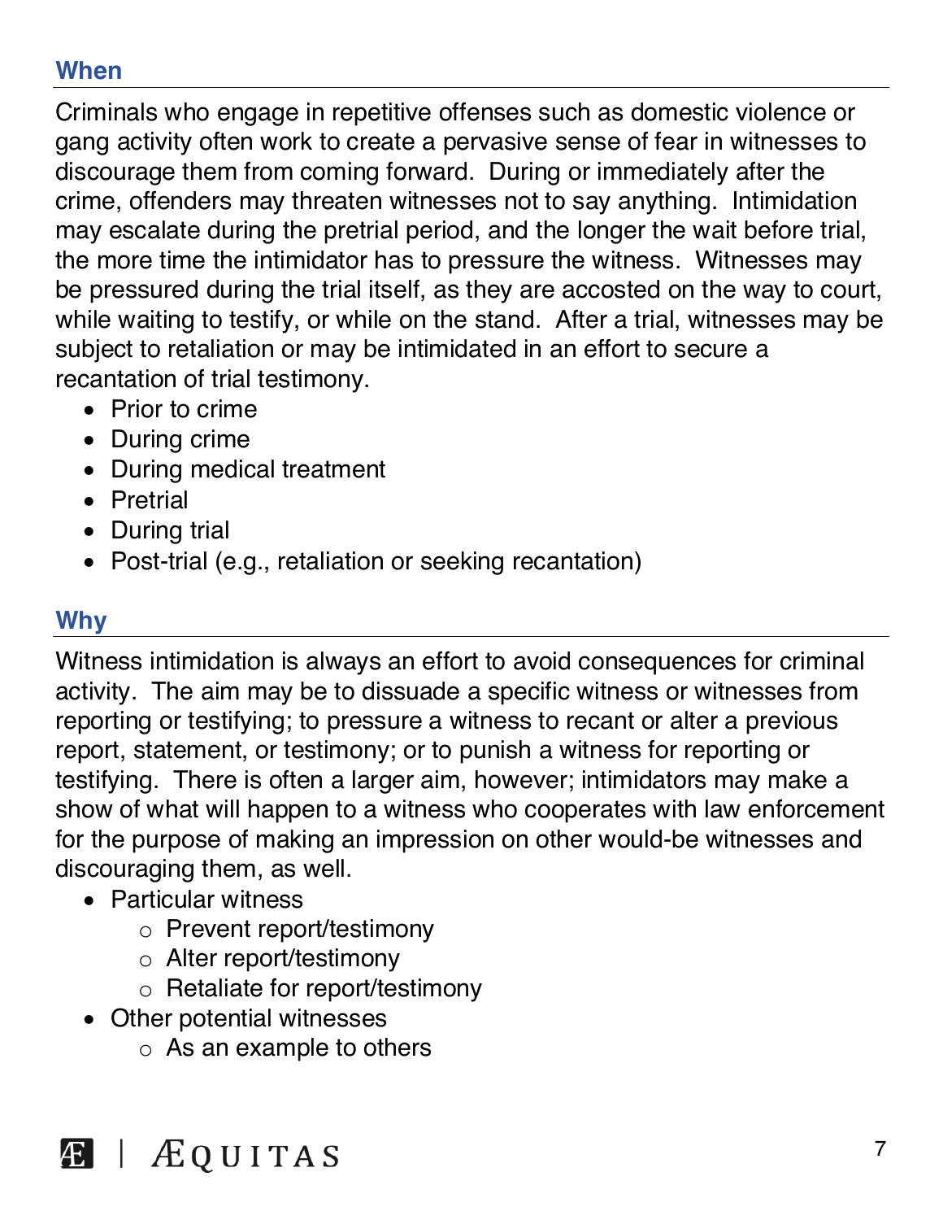## When

Criminals who engage in repetitive offenses such as domestic violence or gang activity often work to create a pervasive sense of fear in witnesses to discourage them from coming forward. During or immediately after the crime, offenders may threaten witnesses not to say anything. Intimidation may escalate during the pretrial period, and the longer the wait before trial, the more time the intimidator has to pressure the witness. Witnesses may be pressured during the trial itself, as they are accosted on the way to court, while waiting to testify, or while on the stand. After a trial, witnesses may be subject to retaliation or may be intimidated in an effort to secure a recantation of trial testimony.

- Prior to crime
- During crime
- During medical treatment
- Pretrial
- During trial
- Post-trial (e.g., retaliation or seeking recantation)

## Why

Witness intimidation is always an effort to avoid consequences for criminal activity. The aim may be to dissuade a specific witness or witnesses from reporting or testifying; to pressure a witness to recant or alter a previous report, statement, or testimony; or to punish a witness for reporting or testifying. There is often a larger aim, however; intimidators may make a show of what will happen to a witness who cooperates with law enforcement for the purpose of making an impression on other would-be witnesses and discouraging them, as well.

- Particular witness
  - Prevent report/testimony
  - Alter report/testimony
  - Retaliate for report/testimony
- Other potential witnesses
  - As an example to others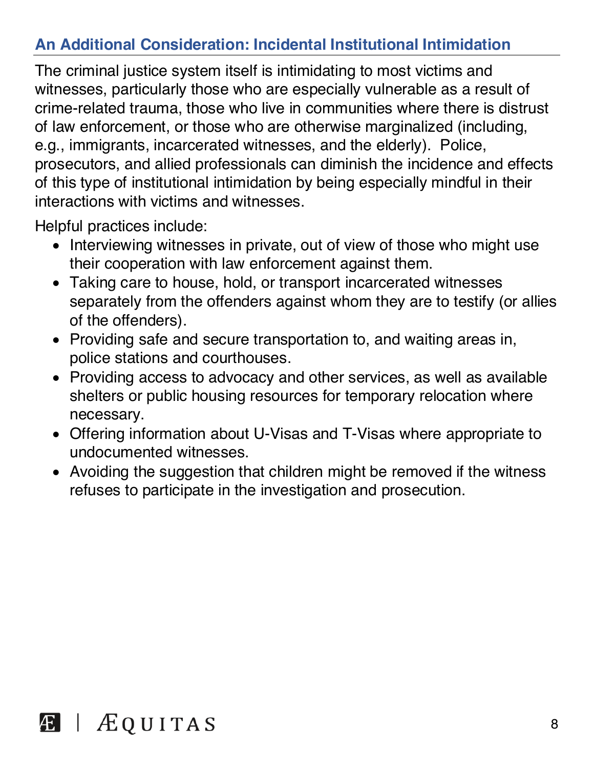## An Additional Consideration: Incidental Institutional Intimidation

The criminal justice system itself is intimidating to most victims and witnesses, particularly those who are especially vulnerable as a result of crime-related trauma, those who live in communities where there is distrust of law enforcement, or those who are otherwise marginalized (including, e.g., immigrants, incarcerated witnesses, and the elderly). Police, prosecutors, and allied professionals can diminish the incidence and effects of this type of institutional intimidation by being especially mindful in their interactions with victims and witnesses.

Helpful practices include:

- Interviewing witnesses in private, out of view of those who might use their cooperation with law enforcement against them.
- Taking care to house, hold, or transport incarcerated witnesses separately from the offenders against whom they are to testify (or allies of the offenders).
- Providing safe and secure transportation to, and waiting areas in, police stations and courthouses.
- Providing access to advocacy and other services, as well as available shelters or public housing resources for temporary relocation where necessary.
- Offering information about U-Visas and T-Visas where appropriate to undocumented witnesses.
- Avoiding the suggestion that children might be removed if the witness refuses to participate in the investigation and prosecution.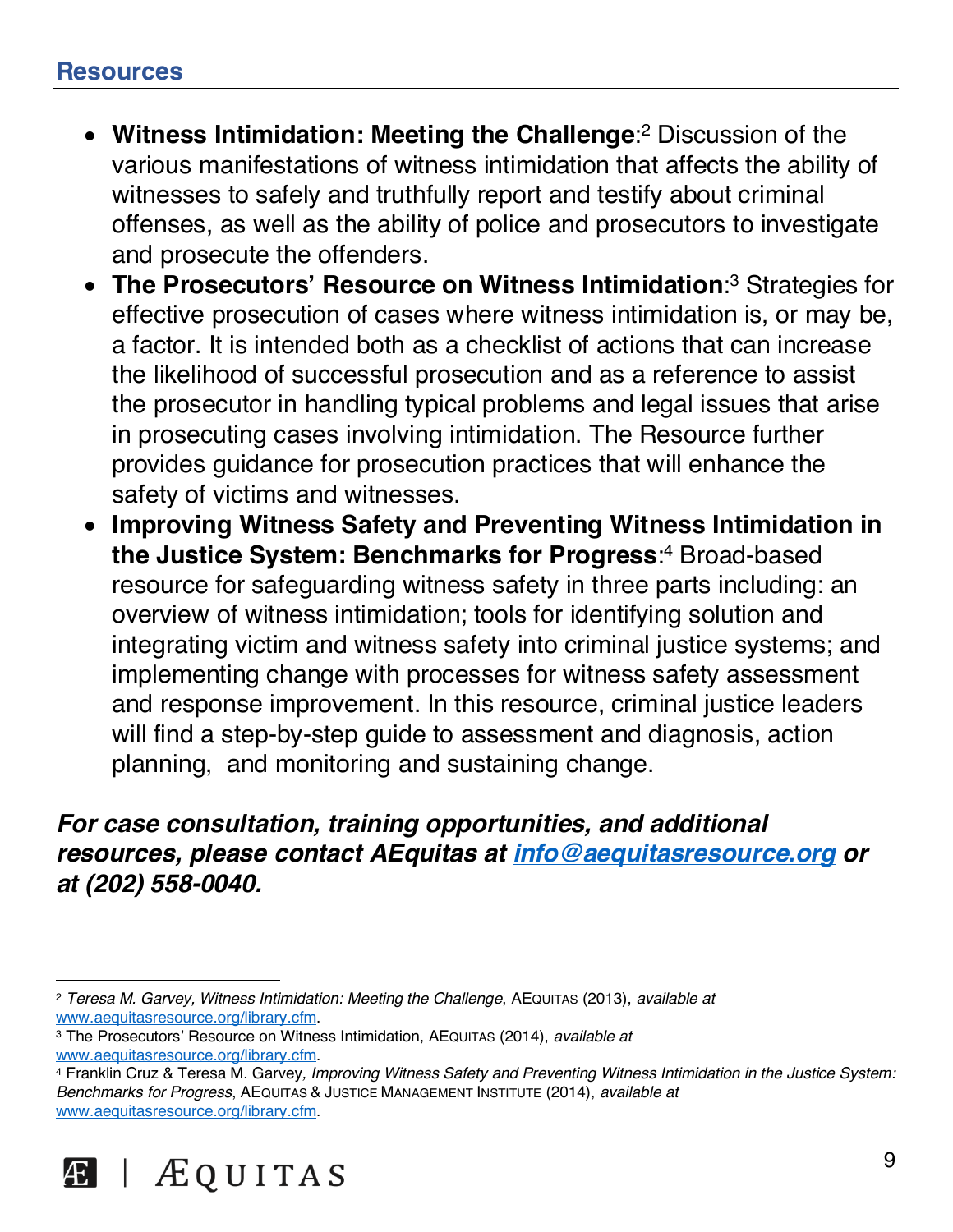## Resources

- **Witness Intimidation: Meeting the Challenge**:[2] Discussion of the various manifestations of witness intimidation that affects the ability of witnesses to safely and truthfully report and testify about criminal offenses, as well as the ability of police and prosecutors to investigate and prosecute the offenders.
- **The Prosecutors' Resource on Witness Intimidation**:[3] Strategies for effective prosecution of cases where witness intimidation is, or may be, a factor. It is intended both as a checklist of actions that can increase the likelihood of successful prosecution and as a reference to assist the prosecutor in handling typical problems and legal issues that arise in prosecuting cases involving intimidation. The Resource further provides guidance for prosecution practices that will enhance the safety of victims and witnesses.
- **Improving Witness Safety and Preventing Witness Intimidation in the Justice System: Benchmarks for Progress**:[4] Broad-based resource for safeguarding witness safety in three parts including: an overview of witness intimidation; tools for identifying solution and integrating victim and witness safety into criminal justice systems; and implementing change with processes for witness safety assessment and response improvement. In this resource, criminal justice leaders will find a step-by-step guide to assessment and diagnosis, action planning, and monitoring and sustaining change.

***For case consultation, training opportunities, and additional resources, please contact AEquitas at [info@aequitasresource.org](mailto:info@aequitasresource.org) or at (202) 558-0040.***

---

[2] *Teresa M. Garvey, Witness Intimidation: Meeting the Challenge*, AEQUITAS (2013), *available at* www.aequitasresource.org/library.cfm.

[3] The Prosecutors' Resource on Witness Intimidation, AEQUITAS (2014), *available at* www.aequitasresource.org/library.cfm.

[4] Franklin Cruz & Teresa M. Garvey, *Improving Witness Safety and Preventing Witness Intimidation in the Justice System: Benchmarks for Progress*, AEQUITAS & JUSTICE MANAGEMENT INSTITUTE (2014), *available at* www.aequitasresource.org/library.cfm.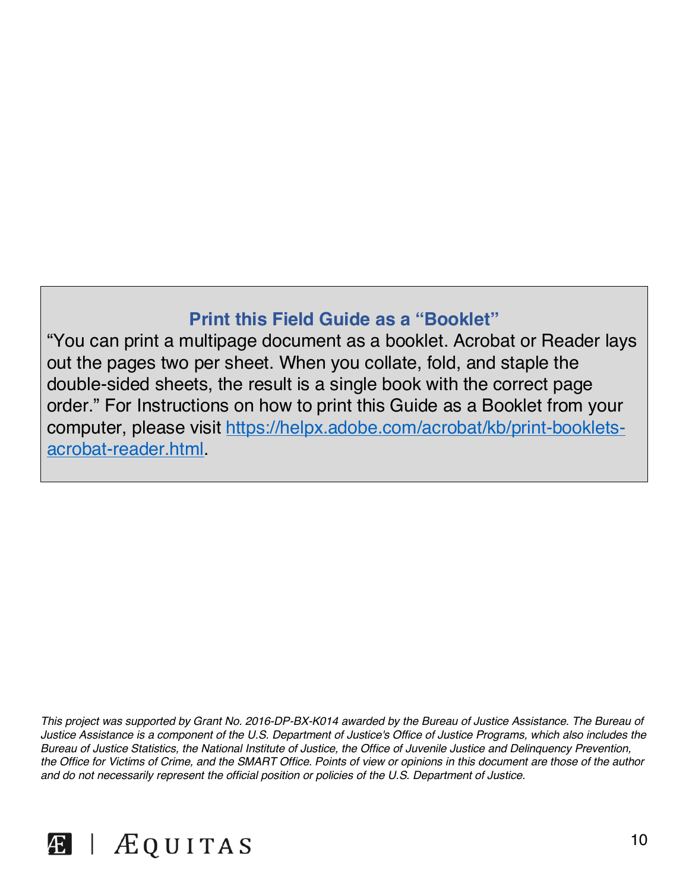### Print this Field Guide as a "Booklet"

"You can print a multipage document as a booklet. Acrobat or Reader lays out the pages two per sheet. When you collate, fold, and staple the double-sided sheets, the result is a single book with the correct page order." For Instructions on how to print this Guide as a Booklet from your computer, please visit [https://helpx.adobe.com/acrobat/kb/print-booklets-acrobat-reader.html](https://helpx.adobe.com/acrobat/kb/print-booklets-acrobat-reader.html).

*This project was supported by Grant No. 2016-DP-BX-K014 awarded by the Bureau of Justice Assistance. The Bureau of Justice Assistance is a component of the U.S. Department of Justice's Office of Justice Programs, which also includes the Bureau of Justice Statistics, the National Institute of Justice, the Office of Juvenile Justice and Delinquency Prevention, the Office for Victims of Crime, and the SMART Office. Points of view or opinions in this document are those of the author and do not necessarily represent the official position or policies of the U.S. Department of Justice.*